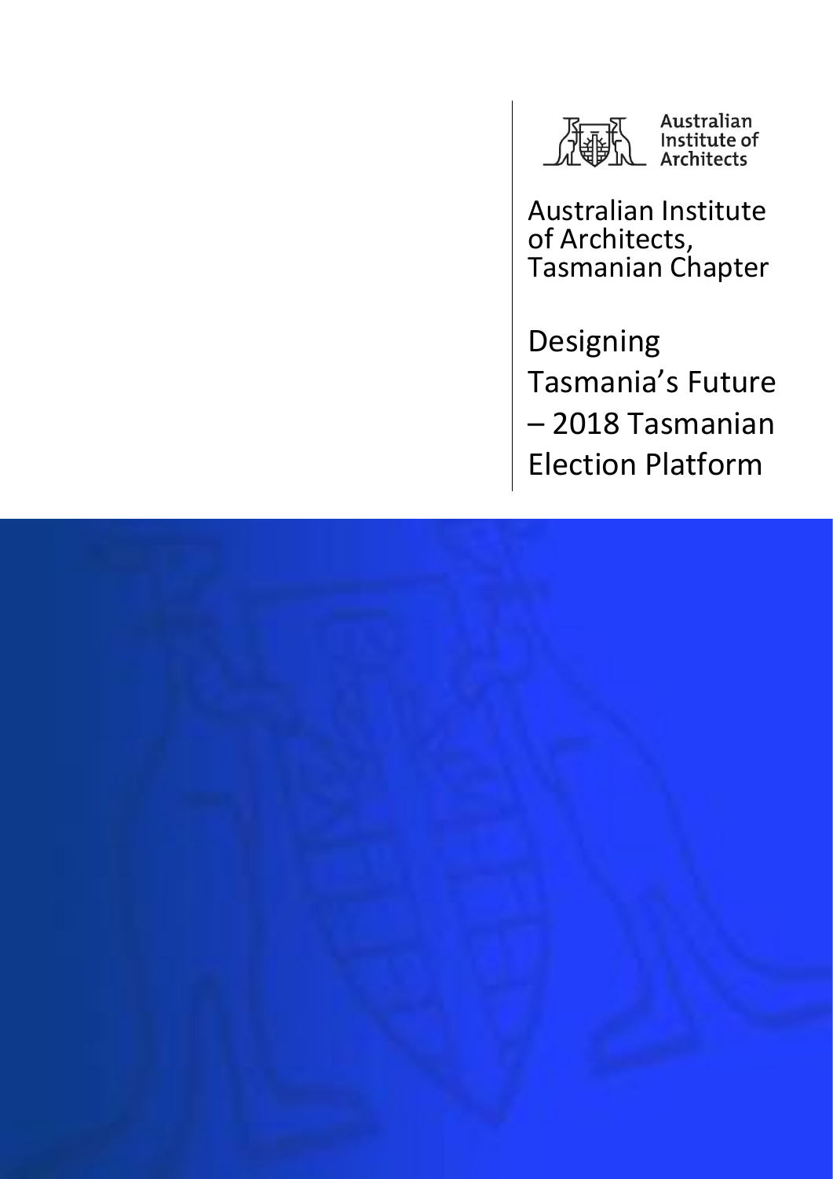Australian Institute of Architects

Australian Institute of Architects, Tasmanian Chapter

# Designing Tasmania's Future – 2018 Tasmanian Election Platform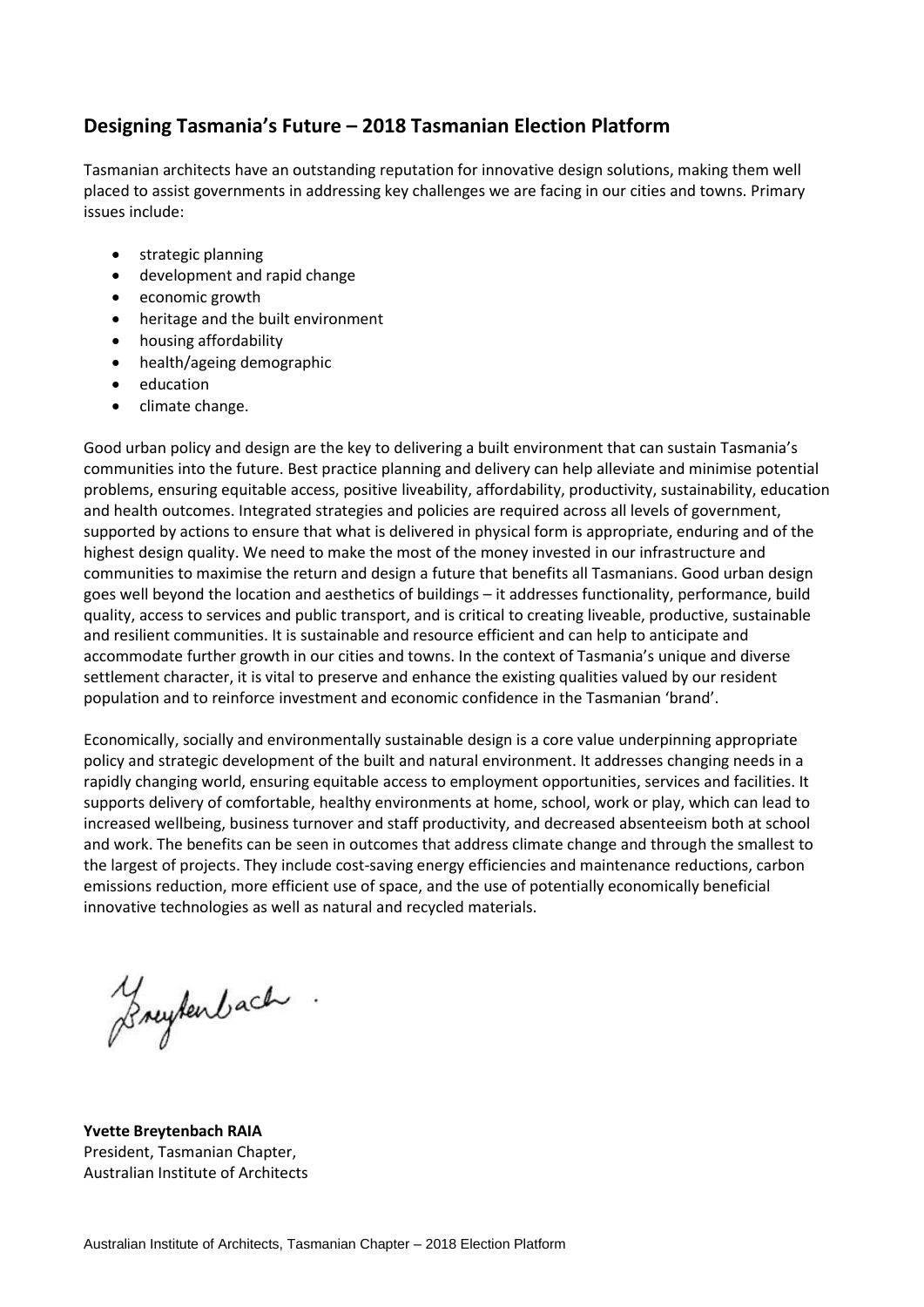## Designing Tasmania's Future – 2018 Tasmanian Election Platform

Tasmanian architects have an outstanding reputation for innovative design solutions, making them well placed to assist governments in addressing key challenges we are facing in our cities and towns. Primary issues include:

- strategic planning
- development and rapid change
- economic growth
- heritage and the built environment
- housing affordability
- health/ageing demographic
- education
- climate change.

Good urban policy and design are the key to delivering a built environment that can sustain Tasmania's communities into the future. Best practice planning and delivery can help alleviate and minimise potential problems, ensuring equitable access, positive liveability, affordability, productivity, sustainability, education and health outcomes. Integrated strategies and policies are required across all levels of government, supported by actions to ensure that what is delivered in physical form is appropriate, enduring and of the highest design quality. We need to make the most of the money invested in our infrastructure and communities to maximise the return and design a future that benefits all Tasmanians. Good urban design goes well beyond the location and aesthetics of buildings – it addresses functionality, performance, build quality, access to services and public transport, and is critical to creating liveable, productive, sustainable and resilient communities. It is sustainable and resource efficient and can help to anticipate and accommodate further growth in our cities and towns. In the context of Tasmania's unique and diverse settlement character, it is vital to preserve and enhance the existing qualities valued by our resident population and to reinforce investment and economic confidence in the Tasmanian 'brand'.

Economically, socially and environmentally sustainable design is a core value underpinning appropriate policy and strategic development of the built and natural environment. It addresses changing needs in a rapidly changing world, ensuring equitable access to employment opportunities, services and facilities. It supports delivery of comfortable, healthy environments at home, school, work or play, which can lead to increased wellbeing, business turnover and staff productivity, and decreased absenteeism both at school and work. The benefits can be seen in outcomes that address climate change and through the smallest to the largest of projects. They include cost-saving energy efficiencies and maintenance reductions, carbon emissions reduction, more efficient use of space, and the use of potentially economically beneficial innovative technologies as well as natural and recycled materials.

**Yvette Breytenbach RAIA**
President, Tasmanian Chapter,
Australian Institute of Architects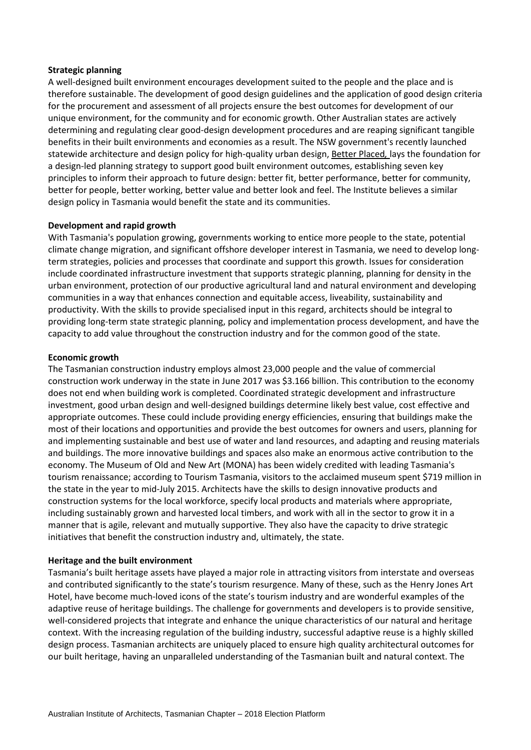**Strategic planning**

A well-designed built environment encourages development suited to the people and the place and is therefore sustainable. The development of good design guidelines and the application of good design criteria for the procurement and assessment of all projects ensure the best outcomes for development of our unique environment, for the community and for economic growth. Other Australian states are actively determining and regulating clear good-design development procedures and are reaping significant tangible benefits in their built environments and economies as a result. The NSW government's recently launched statewide architecture and design policy for high-quality urban design, Better Placed, lays the foundation for a design-led planning strategy to support good built environment outcomes, establishing seven key principles to inform their approach to future design: better fit, better performance, better for community, better for people, better working, better value and better look and feel. The Institute believes a similar design policy in Tasmania would benefit the state and its communities.

**Development and rapid growth**

With Tasmania's population growing, governments working to entice more people to the state, potential climate change migration, and significant offshore developer interest in Tasmania, we need to develop long-term strategies, policies and processes that coordinate and support this growth. Issues for consideration include coordinated infrastructure investment that supports strategic planning, planning for density in the urban environment, protection of our productive agricultural land and natural environment and developing communities in a way that enhances connection and equitable access, liveability, sustainability and productivity. With the skills to provide specialised input in this regard, architects should be integral to providing long-term state strategic planning, policy and implementation process development, and have the capacity to add value throughout the construction industry and for the common good of the state.

**Economic growth**

The Tasmanian construction industry employs almost 23,000 people and the value of commercial construction work underway in the state in June 2017 was $3.166 billion. This contribution to the economy does not end when building work is completed. Coordinated strategic development and infrastructure investment, good urban design and well-designed buildings determine likely best value, cost effective and appropriate outcomes. These could include providing energy efficiencies, ensuring that buildings make the most of their locations and opportunities and provide the best outcomes for owners and users, planning for and implementing sustainable and best use of water and land resources, and adapting and reusing materials and buildings. The more innovative buildings and spaces also make an enormous active contribution to the economy. The Museum of Old and New Art (MONA) has been widely credited with leading Tasmania's tourism renaissance; according to Tourism Tasmania, visitors to the acclaimed museum spent $719 million in the state in the year to mid-July 2015. Architects have the skills to design innovative products and construction systems for the local workforce, specify local products and materials where appropriate, including sustainably grown and harvested local timbers, and work with all in the sector to grow it in a manner that is agile, relevant and mutually supportive. They also have the capacity to drive strategic initiatives that benefit the construction industry and, ultimately, the state.

**Heritage and the built environment**

Tasmania's built heritage assets have played a major role in attracting visitors from interstate and overseas and contributed significantly to the state's tourism resurgence. Many of these, such as the Henry Jones Art Hotel, have become much-loved icons of the state's tourism industry and are wonderful examples of the adaptive reuse of heritage buildings. The challenge for governments and developers is to provide sensitive, well-considered projects that integrate and enhance the unique characteristics of our natural and heritage context. With the increasing regulation of the building industry, successful adaptive reuse is a highly skilled design process. Tasmanian architects are uniquely placed to ensure high quality architectural outcomes for our built heritage, having an unparalleled understanding of the Tasmanian built and natural context. The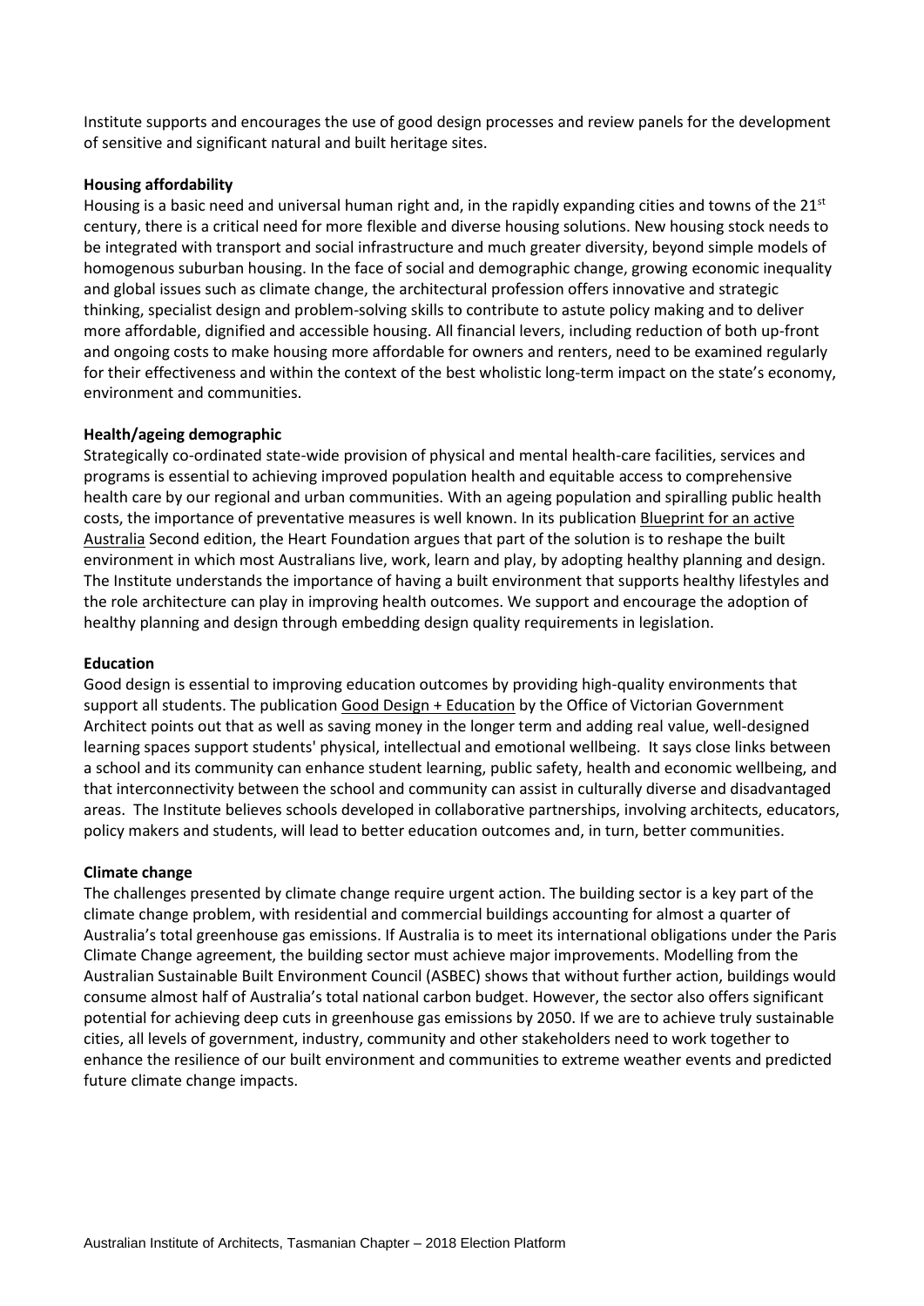Institute supports and encourages the use of good design processes and review panels for the development of sensitive and significant natural and built heritage sites.

**Housing affordability**

Housing is a basic need and universal human right and, in the rapidly expanding cities and towns of the 21st century, there is a critical need for more flexible and diverse housing solutions. New housing stock needs to be integrated with transport and social infrastructure and much greater diversity, beyond simple models of homogenous suburban housing. In the face of social and demographic change, growing economic inequality and global issues such as climate change, the architectural profession offers innovative and strategic thinking, specialist design and problem-solving skills to contribute to astute policy making and to deliver more affordable, dignified and accessible housing. All financial levers, including reduction of both up-front and ongoing costs to make housing more affordable for owners and renters, need to be examined regularly for their effectiveness and within the context of the best wholistic long-term impact on the state's economy, environment and communities.

**Health/ageing demographic**

Strategically co-ordinated state-wide provision of physical and mental health-care facilities, services and programs is essential to achieving improved population health and equitable access to comprehensive health care by our regional and urban communities. With an ageing population and spiralling public health costs, the importance of preventative measures is well known. In its publication Blueprint for an active Australia Second edition, the Heart Foundation argues that part of the solution is to reshape the built environment in which most Australians live, work, learn and play, by adopting healthy planning and design. The Institute understands the importance of having a built environment that supports healthy lifestyles and the role architecture can play in improving health outcomes. We support and encourage the adoption of healthy planning and design through embedding design quality requirements in legislation.

**Education**

Good design is essential to improving education outcomes by providing high-quality environments that support all students. The publication Good Design + Education by the Office of Victorian Government Architect points out that as well as saving money in the longer term and adding real value, well-designed learning spaces support students' physical, intellectual and emotional wellbeing. It says close links between a school and its community can enhance student learning, public safety, health and economic wellbeing, and that interconnectivity between the school and community can assist in culturally diverse and disadvantaged areas. The Institute believes schools developed in collaborative partnerships, involving architects, educators, policy makers and students, will lead to better education outcomes and, in turn, better communities.

**Climate change**

The challenges presented by climate change require urgent action. The building sector is a key part of the climate change problem, with residential and commercial buildings accounting for almost a quarter of Australia's total greenhouse gas emissions. If Australia is to meet its international obligations under the Paris Climate Change agreement, the building sector must achieve major improvements. Modelling from the Australian Sustainable Built Environment Council (ASBEC) shows that without further action, buildings would consume almost half of Australia's total national carbon budget. However, the sector also offers significant potential for achieving deep cuts in greenhouse gas emissions by 2050. If we are to achieve truly sustainable cities, all levels of government, industry, community and other stakeholders need to work together to enhance the resilience of our built environment and communities to extreme weather events and predicted future climate change impacts.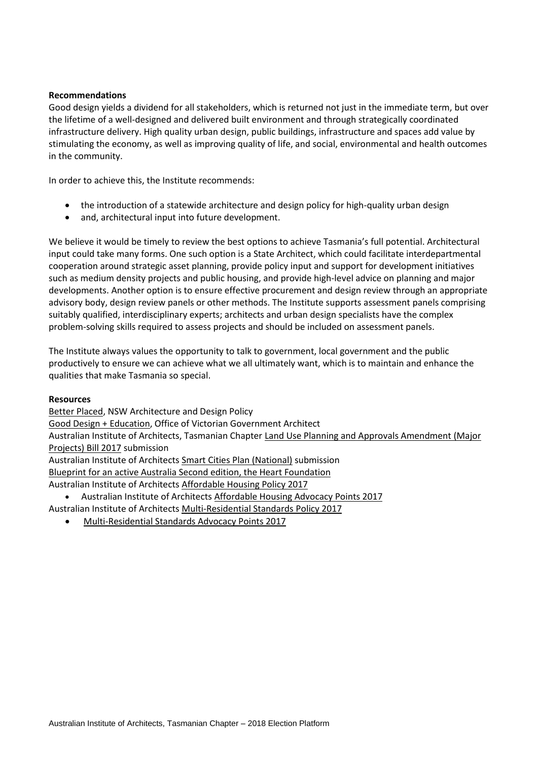**Recommendations**

Good design yields a dividend for all stakeholders, which is returned not just in the immediate term, but over the lifetime of a well-designed and delivered built environment and through strategically coordinated infrastructure delivery. High quality urban design, public buildings, infrastructure and spaces add value by stimulating the economy, as well as improving quality of life, and social, environmental and health outcomes in the community.

In order to achieve this, the Institute recommends:

- the introduction of a statewide architecture and design policy for high-quality urban design
- and, architectural input into future development.

We believe it would be timely to review the best options to achieve Tasmania's full potential. Architectural input could take many forms. One such option is a State Architect, which could facilitate interdepartmental cooperation around strategic asset planning, provide policy input and support for development initiatives such as medium density projects and public housing, and provide high-level advice on planning and major developments. Another option is to ensure effective procurement and design review through an appropriate advisory body, design review panels or other methods. The Institute supports assessment panels comprising suitably qualified, interdisciplinary experts; architects and urban design specialists have the complex problem-solving skills required to assess projects and should be included on assessment panels.

The Institute always values the opportunity to talk to government, local government and the public productively to ensure we can achieve what we all ultimately want, which is to maintain and enhance the qualities that make Tasmania so special.

**Resources**

Better Placed, NSW Architecture and Design Policy
Good Design + Education, Office of Victorian Government Architect
Australian Institute of Architects, Tasmanian Chapter Land Use Planning and Approvals Amendment (Major Projects) Bill 2017 submission
Australian Institute of Architects Smart Cities Plan (National) submission
Blueprint for an active Australia Second edition, the Heart Foundation
Australian Institute of Architects Affordable Housing Policy 2017

- Australian Institute of Architects Affordable Housing Advocacy Points 2017

Australian Institute of Architects Multi-Residential Standards Policy 2017

- Multi-Residential Standards Advocacy Points 2017